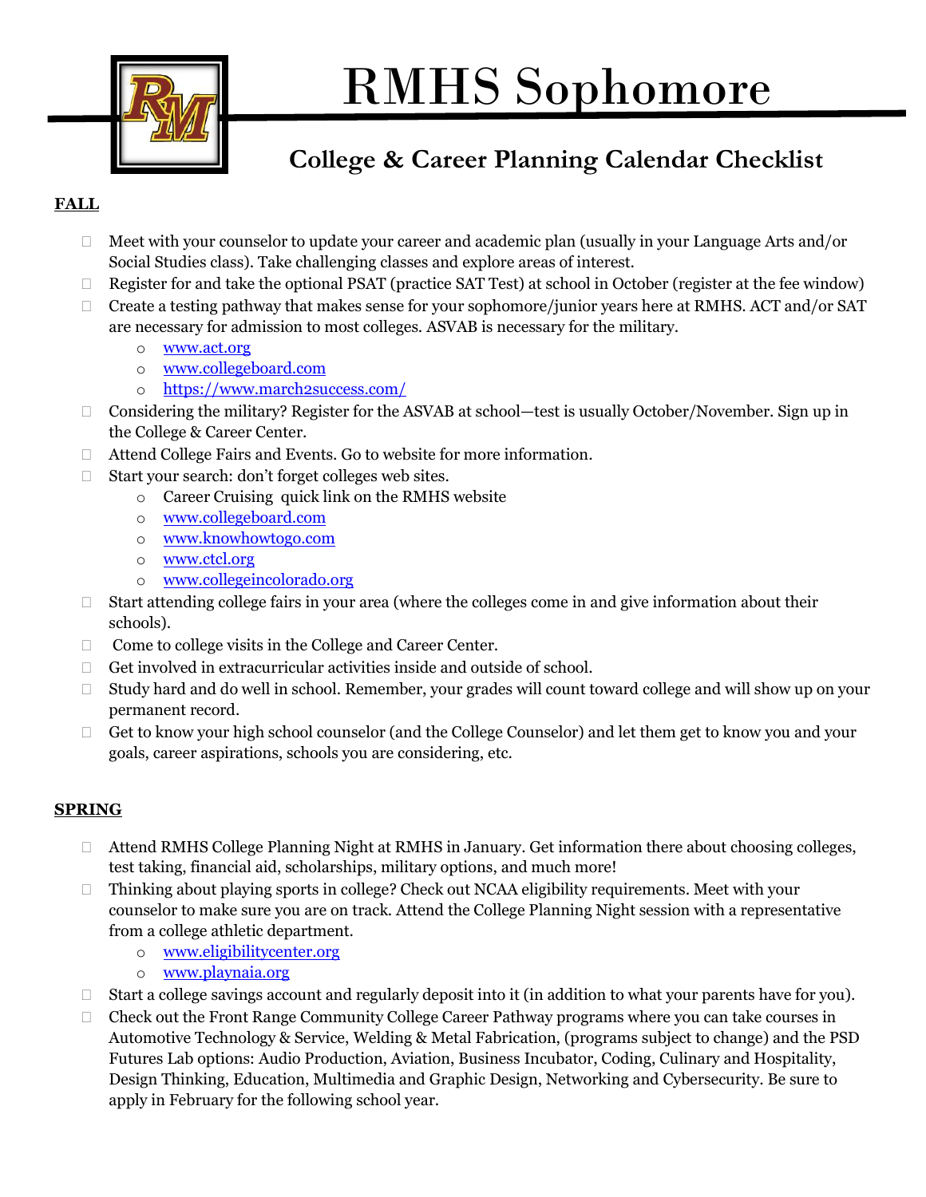# RMHS Sophomore

## College & Career Planning Calendar Checklist

**FALL**

- Meet with your counselor to update your career and academic plan (usually in your Language Arts and/or Social Studies class). Take challenging classes and explore areas of interest.
- Register for and take the optional PSAT (practice SAT Test) at school in October (register at the fee window)
- Create a testing pathway that makes sense for your sophomore/junior years here at RMHS. ACT and/or SAT are necessary for admission to most colleges. ASVAB is necessary for the military.
  - www.act.org
  - www.collegeboard.com
  - https://www.march2success.com/
- Considering the military? Register for the ASVAB at school—test is usually October/November. Sign up in the College & Career Center.
- Attend College Fairs and Events. Go to website for more information.
- Start your search: don't forget colleges web sites.
  - Career Cruising quick link on the RMHS website
  - www.collegeboard.com
  - www.knowhowtogo.com
  - www.ctcl.org
  - www.collegeincolorado.org
- Start attending college fairs in your area (where the colleges come in and give information about their schools).
- Come to college visits in the College and Career Center.
- Get involved in extracurricular activities inside and outside of school.
- Study hard and do well in school. Remember, your grades will count toward college and will show up on your permanent record.
- Get to know your high school counselor (and the College Counselor) and let them get to know you and your goals, career aspirations, schools you are considering, etc.

**SPRING**

- Attend RMHS College Planning Night at RMHS in January. Get information there about choosing colleges, test taking, financial aid, scholarships, military options, and much more!
- Thinking about playing sports in college? Check out NCAA eligibility requirements. Meet with your counselor to make sure you are on track. Attend the College Planning Night session with a representative from a college athletic department.
  - www.eligibilitycenter.org
  - www.playnaia.org
- Start a college savings account and regularly deposit into it (in addition to what your parents have for you).
- Check out the Front Range Community College Career Pathway programs where you can take courses in Automotive Technology & Service, Welding & Metal Fabrication, (programs subject to change) and the PSD Futures Lab options: Audio Production, Aviation, Business Incubator, Coding, Culinary and Hospitality, Design Thinking, Education, Multimedia and Graphic Design, Networking and Cybersecurity. Be sure to apply in February for the following school year.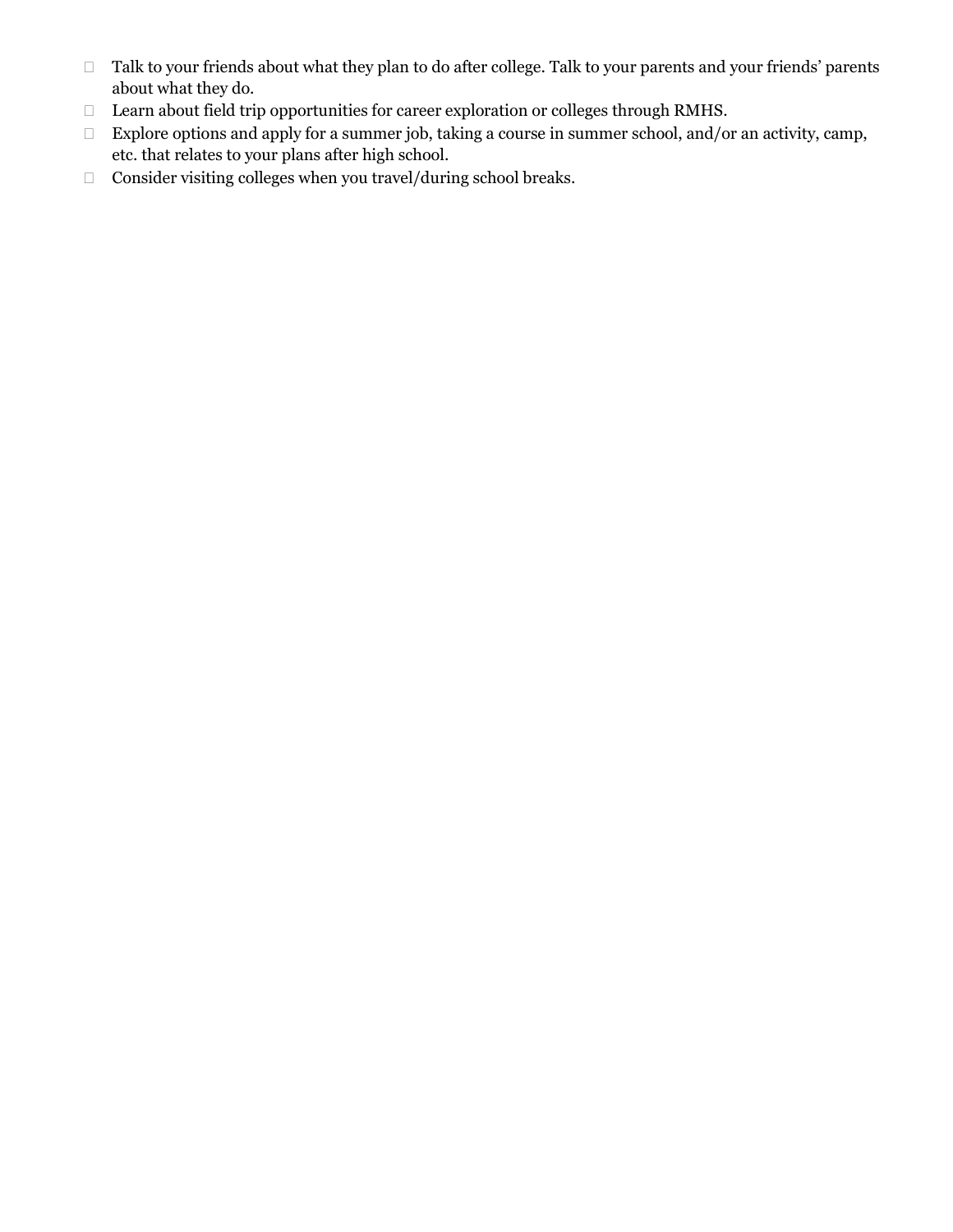- Talk to your friends about what they plan to do after college. Talk to your parents and your friends' parents about what they do.
- Learn about field trip opportunities for career exploration or colleges through RMHS.
- Explore options and apply for a summer job, taking a course in summer school, and/or an activity, camp, etc. that relates to your plans after high school.
- Consider visiting colleges when you travel/during school breaks.